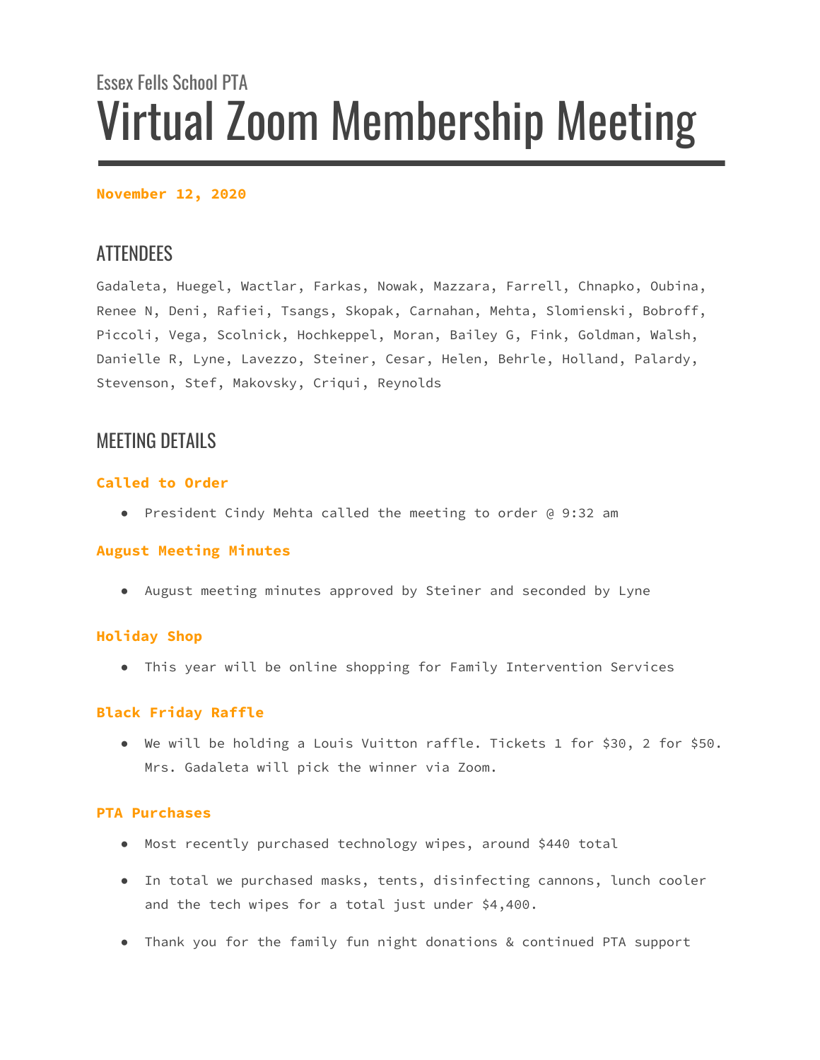Essex Fells School PTA

# Virtual Zoom Membership Meeting

**November 12, 2020**

## ATTENDEES

Gadaleta, Huegel, Wactlar, Farkas, Nowak, Mazzara, Farrell, Chnapko, Oubina, Renee N, Deni, Rafiei, Tsangs, Skopak, Carnahan, Mehta, Slomienski, Bobroff, Piccoli, Vega, Scolnick, Hochkeppel, Moran, Bailey G, Fink, Goldman, Walsh, Danielle R, Lyne, Lavezzo, Steiner, Cesar, Helen, Behrle, Holland, Palardy, Stevenson, Stef, Makovsky, Criqui, Reynolds

## MEETING DETAILS

### Called to Order

- President Cindy Mehta called the meeting to order @ 9:32 am

### August Meeting Minutes

- August meeting minutes approved by Steiner and seconded by Lyne

### Holiday Shop

- This year will be online shopping for Family Intervention Services

### Black Friday Raffle

- We will be holding a Louis Vuitton raffle. Tickets 1 for $30, 2 for $50. Mrs. Gadaleta will pick the winner via Zoom.

### PTA Purchases

- Most recently purchased technology wipes, around $440 total
- In total we purchased masks, tents, disinfecting cannons, lunch cooler and the tech wipes for a total just under $4,400.
- Thank you for the family fun night donations & continued PTA support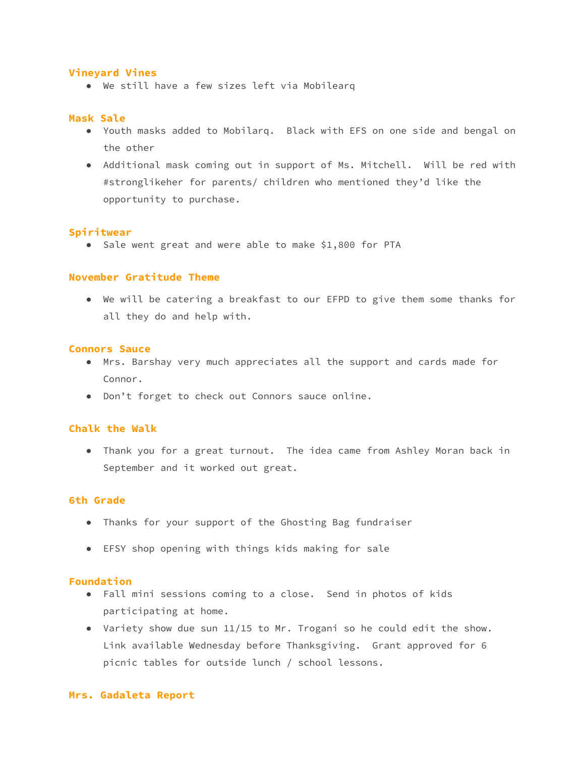### Vineyard Vines

- We still have a few sizes left via Mobilearq

### Mask Sale

- Youth masks added to Mobilarq.  Black with EFS on one side and bengal on the other
- Additional mask coming out in support of Ms. Mitchell.  Will be red with #stronglikeher for parents/ children who mentioned they'd like the opportunity to purchase.

### Spiritwear

- Sale went great and were able to make $1,800 for PTA

### November Gratitude Theme

- We will be catering a breakfast to our EFPD to give them some thanks for all they do and help with.

### Connors Sauce

- Mrs. Barshay very much appreciates all the support and cards made for Connor.
- Don't forget to check out Connors sauce online.

### Chalk the Walk

- Thank you for a great turnout.  The idea came from Ashley Moran back in September and it worked out great.

### 6th Grade

- Thanks for your support of the Ghosting Bag fundraiser
- EFSY shop opening with things kids making for sale

### Foundation

- Fall mini sessions coming to a close.  Send in photos of kids participating at home.
- Variety show due sun 11/15 to Mr. Trogani so he could edit the show. Link available Wednesday before Thanksgiving.  Grant approved for 6 picnic tables for outside lunch / school lessons.

### Mrs. Gadaleta Report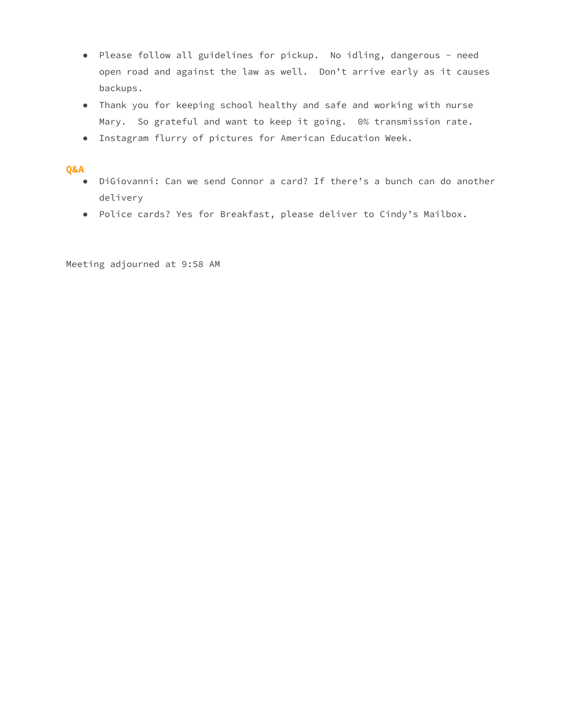- Please follow all guidelines for pickup.  No idling, dangerous - need open road and against the law as well.  Don't arrive early as it causes backups.
- Thank you for keeping school healthy and safe and working with nurse Mary.  So grateful and want to keep it going.  0% transmission rate.
- Instagram flurry of pictures for American Education Week.

**Q&A**

- DiGiovanni: Can we send Connor a card? If there's a bunch can do another delivery
- Police cards? Yes for Breakfast, please deliver to Cindy's Mailbox.

Meeting adjourned at 9:58 AM